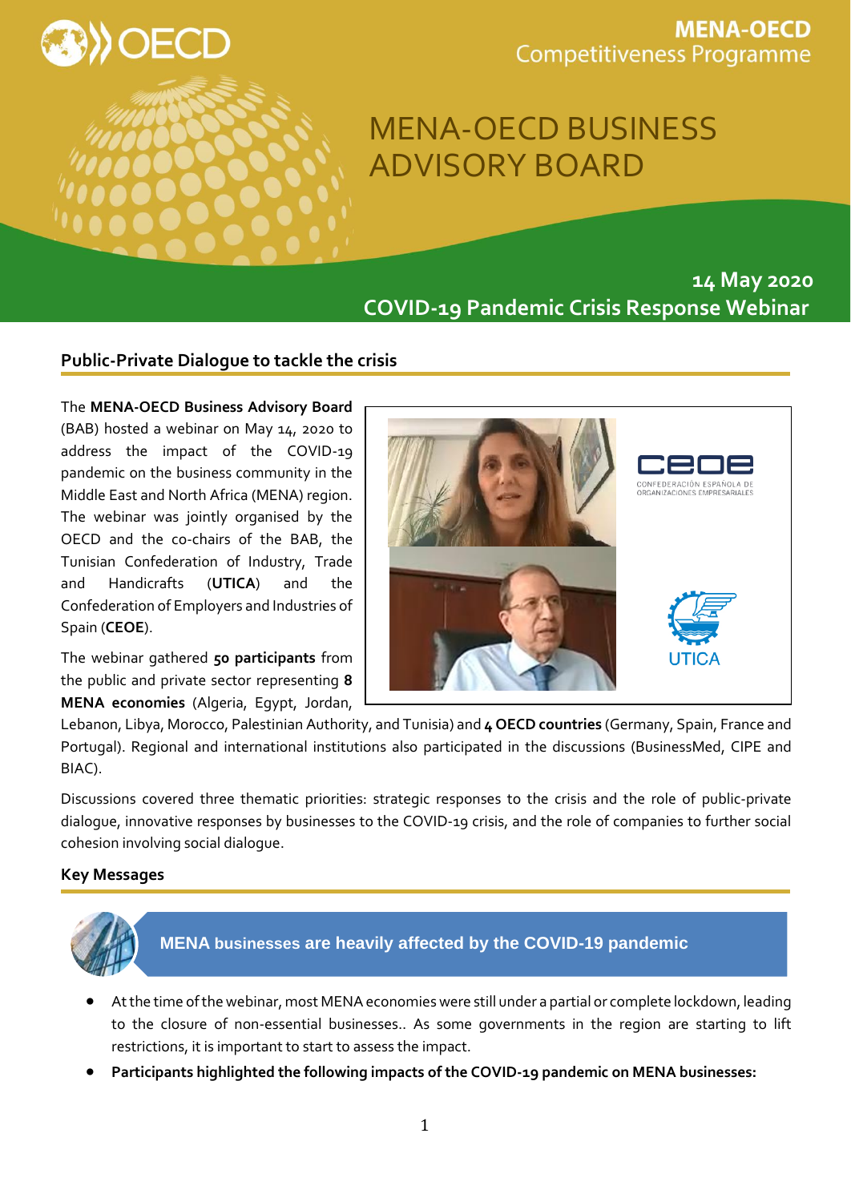MENA-OECD Competitiveness Programme

# MENA-OECD BUSINESS ADVISORY BOARD

**14 May 2020**
**COVID-19 Pandemic Crisis Response Webinar**

## Public-Private Dialogue to tackle the crisis

The **MENA-OECD Business Advisory Board** (BAB) hosted a webinar on May 14, 2020 to address the impact of the COVID-19 pandemic on the business community in the Middle East and North Africa (MENA) region. The webinar was jointly organised by the OECD and the co-chairs of the BAB, the Tunisian Confederation of Industry, Trade and Handicrafts (**UTICA**) and the Confederation of Employers and Industries of Spain (**CEOE**).

The webinar gathered **50 participants** from the public and private sector representing **8 MENA economies** (Algeria, Egypt, Jordan, Lebanon, Libya, Morocco, Palestinian Authority, and Tunisia) and **4 OECD countries** (Germany, Spain, France and Portugal). Regional and international institutions also participated in the discussions (BusinessMed, CIPE and BIAC).

Discussions covered three thematic priorities: strategic responses to the crisis and the role of public-private dialogue, innovative responses by businesses to the COVID-19 crisis, and the role of companies to further social cohesion involving social dialogue.

## Key Messages

### MENA businesses are heavily affected by the COVID-19 pandemic

- At the time of the webinar, most MENA economies were still under a partial or complete lockdown, leading to the closure of non-essential businesses.. As some governments in the region are starting to lift restrictions, it is important to start to assess the impact.
- **Participants highlighted the following impacts of the COVID-19 pandemic on MENA businesses:**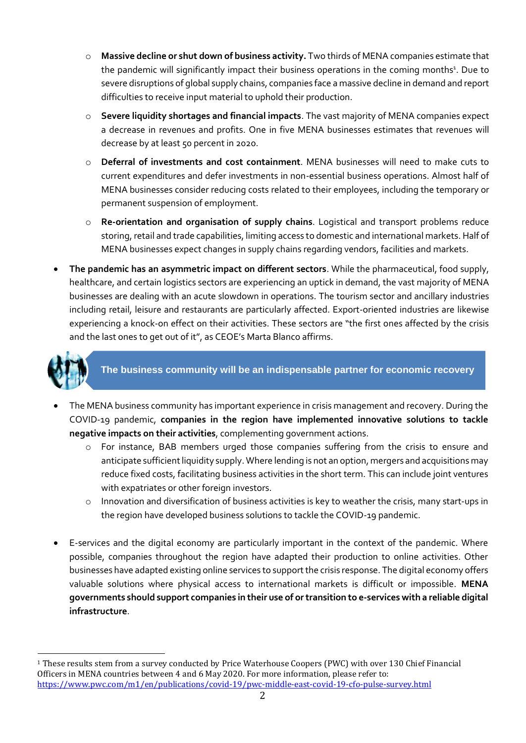- **Massive decline or shut down of business activity.** Two thirds of MENA companies estimate that the pandemic will significantly impact their business operations in the coming months[1]. Due to severe disruptions of global supply chains, companies face a massive decline in demand and report difficulties to receive input material to uphold their production.
- **Severe liquidity shortages and financial impacts**. The vast majority of MENA companies expect a decrease in revenues and profits. One in five MENA businesses estimates that revenues will decrease by at least 50 percent in 2020.
- **Deferral of investments and cost containment**. MENA businesses will need to make cuts to current expenditures and defer investments in non-essential business operations. Almost half of MENA businesses consider reducing costs related to their employees, including the temporary or permanent suspension of employment.
- **Re-orientation and organisation of supply chains**. Logistical and transport problems reduce storing, retail and trade capabilities, limiting access to domestic and international markets. Half of MENA businesses expect changes in supply chains regarding vendors, facilities and markets.

- **The pandemic has an asymmetric impact on different sectors**. While the pharmaceutical, food supply, healthcare, and certain logistics sectors are experiencing an uptick in demand, the vast majority of MENA businesses are dealing with an acute slowdown in operations. The tourism sector and ancillary industries including retail, leisure and restaurants are particularly affected. Export-oriented industries are likewise experiencing a knock-on effect on their activities. These sectors are "the first ones affected by the crisis and the last ones to get out of it", as CEOE's Marta Blanco affirms.

## The business community will be an indispensable partner for economic recovery

- The MENA business community has important experience in crisis management and recovery. During the COVID-19 pandemic, **companies in the region have implemented innovative solutions to tackle negative impacts on their activities**, complementing government actions.
  - For instance, BAB members urged those companies suffering from the crisis to ensure and anticipate sufficient liquidity supply. Where lending is not an option, mergers and acquisitions may reduce fixed costs, facilitating business activities in the short term. This can include joint ventures with expatriates or other foreign investors.
  - Innovation and diversification of business activities is key to weather the crisis, many start-ups in the region have developed business solutions to tackle the COVID-19 pandemic.

- E-services and the digital economy are particularly important in the context of the pandemic. Where possible, companies throughout the region have adapted their production to online activities. Other businesses have adapted existing online services to support the crisis response. The digital economy offers valuable solutions where physical access to international markets is difficult or impossible. **MENA governments should support companies in their use of or transition to e-services with a reliable digital infrastructure**.

[1] These results stem from a survey conducted by Price Waterhouse Coopers (PWC) with over 130 Chief Financial Officers in MENA countries between 4 and 6 May 2020. For more information, please refer to: https://www.pwc.com/m1/en/publications/covid-19/pwc-middle-east-covid-19-cfo-pulse-survey.html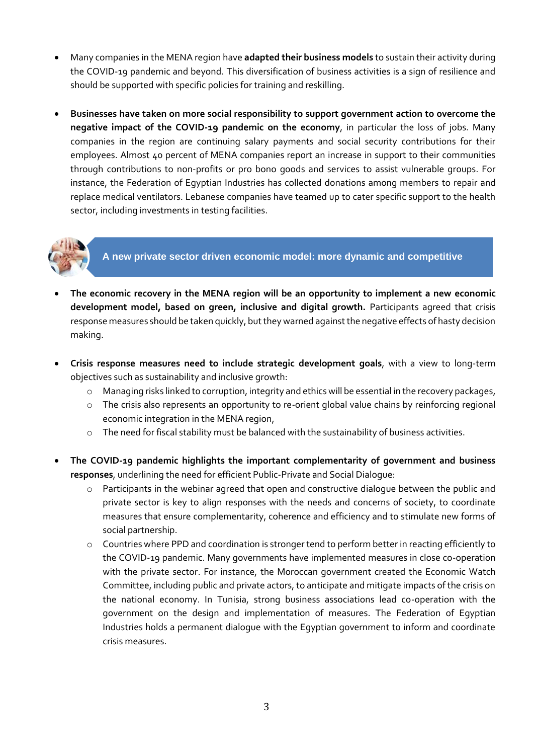- Many companies in the MENA region have **adapted their business models** to sustain their activity during the COVID-19 pandemic and beyond. This diversification of business activities is a sign of resilience and should be supported with specific policies for training and reskilling.

- **Businesses have taken on more social responsibility to support government action to overcome the negative impact of the COVID-19 pandemic on the economy**, in particular the loss of jobs. Many companies in the region are continuing salary payments and social security contributions for their employees. Almost 40 percent of MENA companies report an increase in support to their communities through contributions to non-profits or pro bono goods and services to assist vulnerable groups. For instance, the Federation of Egyptian Industries has collected donations among members to repair and replace medical ventilators. Lebanese companies have teamed up to cater specific support to the health sector, including investments in testing facilities.

## A new private sector driven economic model: more dynamic and competitive

- **The economic recovery in the MENA region will be an opportunity to implement a new economic development model, based on green, inclusive and digital growth.** Participants agreed that crisis response measures should be taken quickly, but they warned against the negative effects of hasty decision making.

- **Crisis response measures need to include strategic development goals**, with a view to long-term objectives such as sustainability and inclusive growth:
  - Managing risks linked to corruption, integrity and ethics will be essential in the recovery packages,
  - The crisis also represents an opportunity to re-orient global value chains by reinforcing regional economic integration in the MENA region,
  - The need for fiscal stability must be balanced with the sustainability of business activities.

- **The COVID-19 pandemic highlights the important complementarity of government and business responses**, underlining the need for efficient Public-Private and Social Dialogue:
  - Participants in the webinar agreed that open and constructive dialogue between the public and private sector is key to align responses with the needs and concerns of society, to coordinate measures that ensure complementarity, coherence and efficiency and to stimulate new forms of social partnership.
  - Countries where PPD and coordination is stronger tend to perform better in reacting efficiently to the COVID-19 pandemic. Many governments have implemented measures in close co-operation with the private sector. For instance, the Moroccan government created the Economic Watch Committee, including public and private actors, to anticipate and mitigate impacts of the crisis on the national economy. In Tunisia, strong business associations lead co-operation with the government on the design and implementation of measures. The Federation of Egyptian Industries holds a permanent dialogue with the Egyptian government to inform and coordinate crisis measures.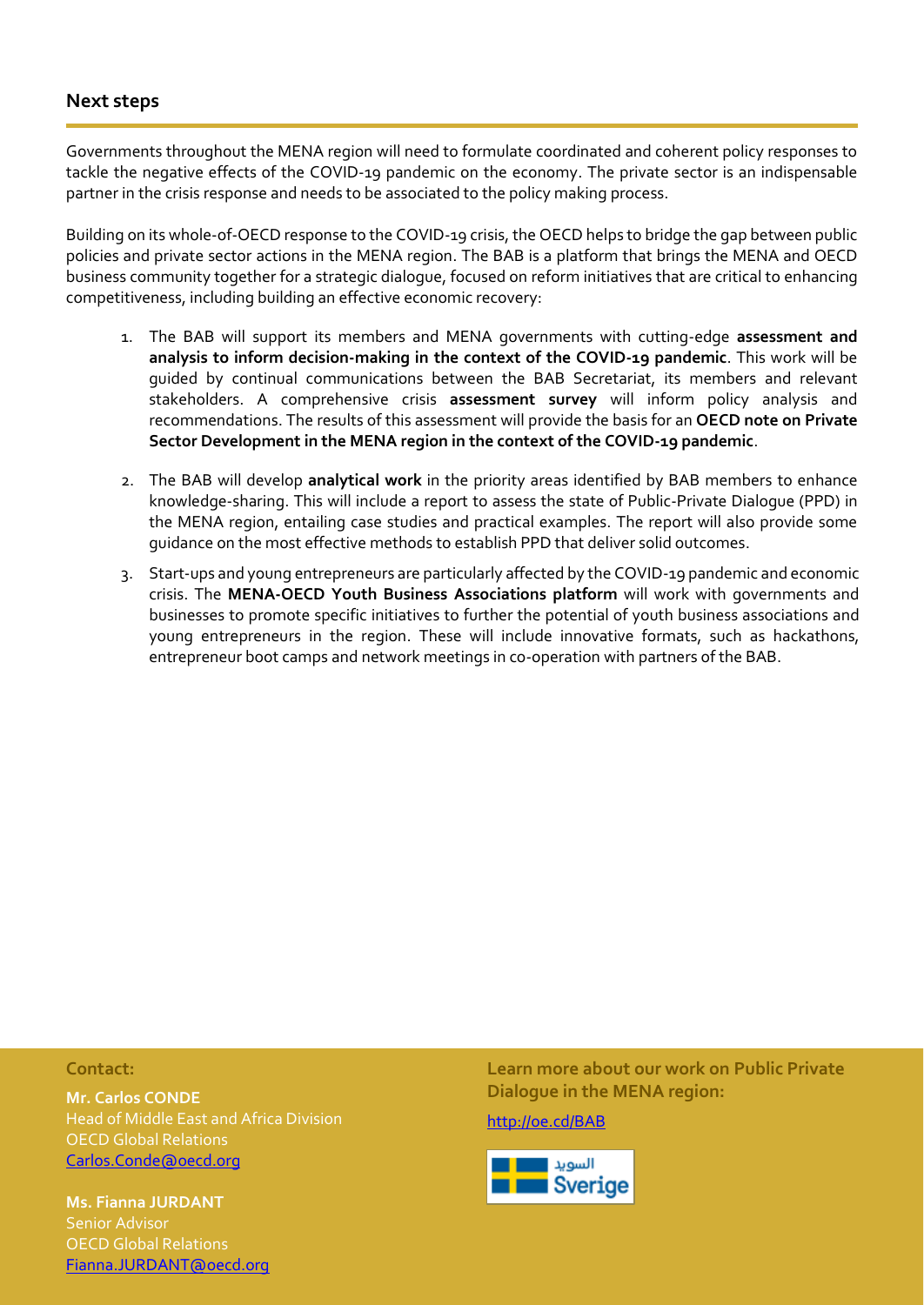## Next steps

Governments throughout the MENA region will need to formulate coordinated and coherent policy responses to tackle the negative effects of the COVID-19 pandemic on the economy. The private sector is an indispensable partner in the crisis response and needs to be associated to the policy making process.

Building on its whole-of-OECD response to the COVID-19 crisis, the OECD helps to bridge the gap between public policies and private sector actions in the MENA region. The BAB is a platform that brings the MENA and OECD business community together for a strategic dialogue, focused on reform initiatives that are critical to enhancing competitiveness, including building an effective economic recovery:

1. The BAB will support its members and MENA governments with cutting-edge **assessment and analysis to inform decision-making in the context of the COVID-19 pandemic**. This work will be guided by continual communications between the BAB Secretariat, its members and relevant stakeholders. A comprehensive crisis **assessment survey** will inform policy analysis and recommendations. The results of this assessment will provide the basis for an **OECD note on Private Sector Development in the MENA region in the context of the COVID-19 pandemic**.
2. The BAB will develop **analytical work** in the priority areas identified by BAB members to enhance knowledge-sharing. This will include a report to assess the state of Public-Private Dialogue (PPD) in the MENA region, entailing case studies and practical examples. The report will also provide some guidance on the most effective methods to establish PPD that deliver solid outcomes.
3. Start-ups and young entrepreneurs are particularly affected by the COVID-19 pandemic and economic crisis. The **MENA-OECD Youth Business Associations platform** will work with governments and businesses to promote specific initiatives to further the potential of youth business associations and young entrepreneurs in the region. These will include innovative formats, such as hackathons, entrepreneur boot camps and network meetings in co-operation with partners of the BAB.

**Contact:**

**Mr. Carlos CONDE**
Head of Middle East and Africa Division
OECD Global Relations
Carlos.Conde@oecd.org

**Ms. Fianna JURDANT**
Senior Advisor
OECD Global Relations
Fianna.JURDANT@oecd.org

**Learn more about our work on Public Private Dialogue in the MENA region:**

http://oe.cd/BAB

السويد
Sverige